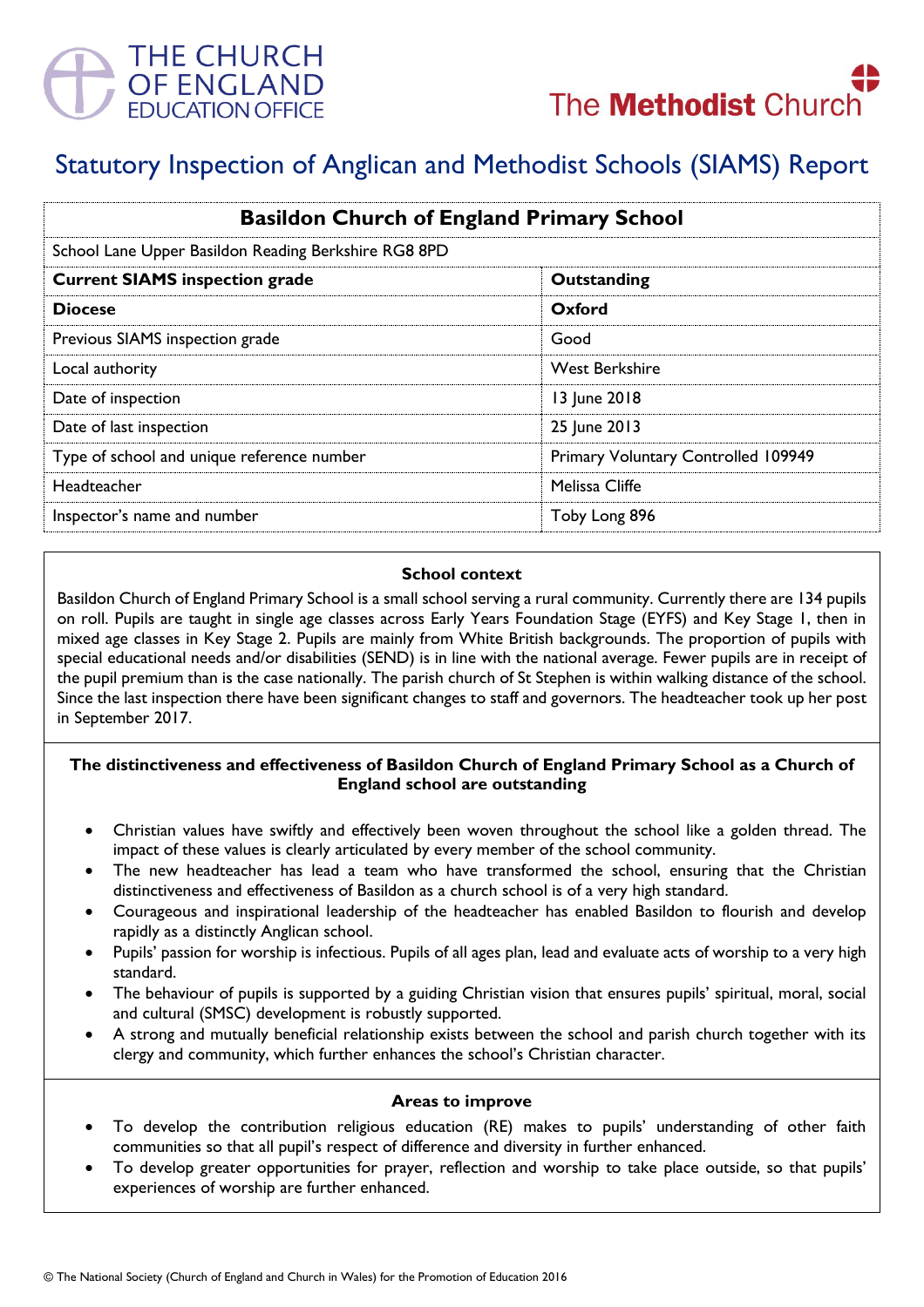THE CHURCH OF ENGLAND EDUCATION OFFICE

The Methodist Church

# Statutory Inspection of Anglican and Methodist Schools (SIAMS) Report

| **Basildon Church of England Primary School** | |
|---|---|
| School Lane Upper Basildon Reading Berkshire RG8 8PD | |
| **Current SIAMS inspection grade** | **Outstanding** |
| **Diocese** | **Oxford** |
| Previous SIAMS inspection grade | Good |
| Local authority | West Berkshire |
| Date of inspection | 13 June 2018 |
| Date of last inspection | 25 June 2013 |
| Type of school and unique reference number | Primary Voluntary Controlled 109949 |
| Headteacher | Melissa Cliffe |
| Inspector's name and number | Toby Long 896 |

## School context

Basildon Church of England Primary School is a small school serving a rural community. Currently there are 134 pupils on roll. Pupils are taught in single age classes across Early Years Foundation Stage (EYFS) and Key Stage 1, then in mixed age classes in Key Stage 2. Pupils are mainly from White British backgrounds. The proportion of pupils with special educational needs and/or disabilities (SEND) is in line with the national average. Fewer pupils are in receipt of the pupil premium than is the case nationally. The parish church of St Stephen is within walking distance of the school. Since the last inspection there have been significant changes to staff and governors. The headteacher took up her post in September 2017.

## The distinctiveness and effectiveness of Basildon Church of England Primary School as a Church of England school are outstanding

- Christian values have swiftly and effectively been woven throughout the school like a golden thread. The impact of these values is clearly articulated by every member of the school community.
- The new headteacher has lead a team who have transformed the school, ensuring that the Christian distinctiveness and effectiveness of Basildon as a church school is of a very high standard.
- Courageous and inspirational leadership of the headteacher has enabled Basildon to flourish and develop rapidly as a distinctly Anglican school.
- Pupils' passion for worship is infectious. Pupils of all ages plan, lead and evaluate acts of worship to a very high standard.
- The behaviour of pupils is supported by a guiding Christian vision that ensures pupils' spiritual, moral, social and cultural (SMSC) development is robustly supported.
- A strong and mutually beneficial relationship exists between the school and parish church together with its clergy and community, which further enhances the school's Christian character.

## Areas to improve

- To develop the contribution religious education (RE) makes to pupils' understanding of other faith communities so that all pupil's respect of difference and diversity in further enhanced.
- To develop greater opportunities for prayer, reflection and worship to take place outside, so that pupils' experiences of worship are further enhanced.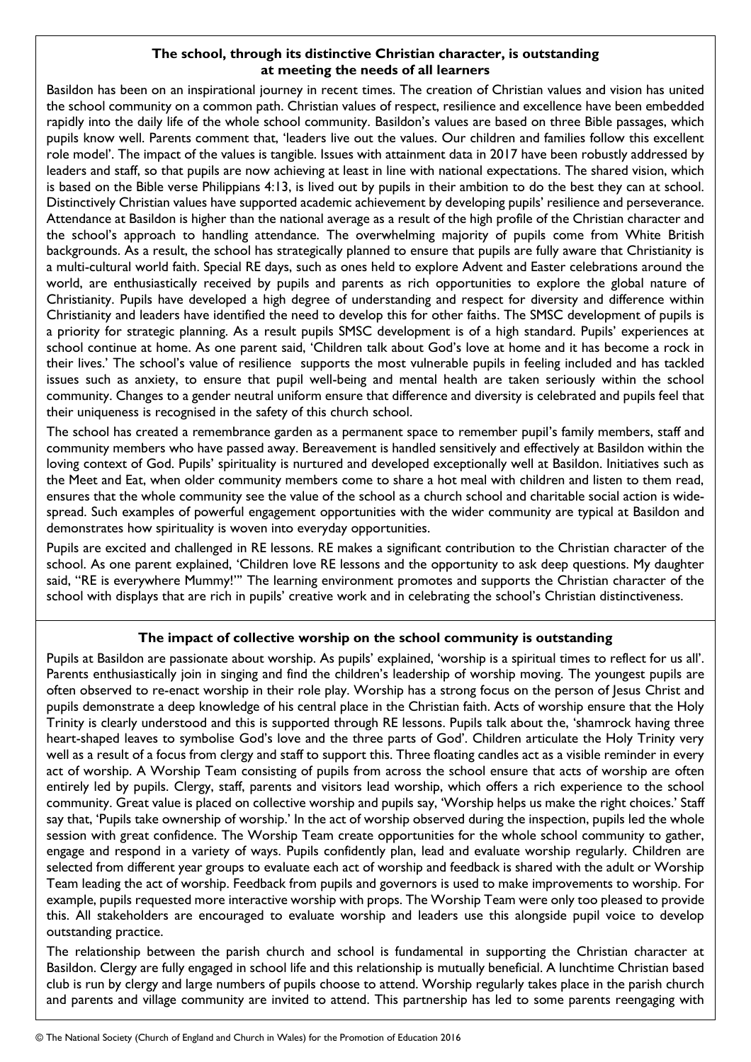## The school, through its distinctive Christian character, is outstanding at meeting the needs of all learners

Basildon has been on an inspirational journey in recent times. The creation of Christian values and vision has united the school community on a common path. Christian values of respect, resilience and excellence have been embedded rapidly into the daily life of the whole school community. Basildon's values are based on three Bible passages, which pupils know well. Parents comment that, 'leaders live out the values. Our children and families follow this excellent role model'. The impact of the values is tangible. Issues with attainment data in 2017 have been robustly addressed by leaders and staff, so that pupils are now achieving at least in line with national expectations. The shared vision, which is based on the Bible verse Philippians 4:13, is lived out by pupils in their ambition to do the best they can at school. Distinctively Christian values have supported academic achievement by developing pupils' resilience and perseverance. Attendance at Basildon is higher than the national average as a result of the high profile of the Christian character and the school's approach to handling attendance. The overwhelming majority of pupils come from White British backgrounds. As a result, the school has strategically planned to ensure that pupils are fully aware that Christianity is a multi-cultural world faith. Special RE days, such as ones held to explore Advent and Easter celebrations around the world, are enthusiastically received by pupils and parents as rich opportunities to explore the global nature of Christianity. Pupils have developed a high degree of understanding and respect for diversity and difference within Christianity and leaders have identified the need to develop this for other faiths. The SMSC development of pupils is a priority for strategic planning. As a result pupils SMSC development is of a high standard. Pupils' experiences at school continue at home. As one parent said, 'Children talk about God's love at home and it has become a rock in their lives.' The school's value of resilience supports the most vulnerable pupils in feeling included and has tackled issues such as anxiety, to ensure that pupil well-being and mental health are taken seriously within the school community. Changes to a gender neutral uniform ensure that difference and diversity is celebrated and pupils feel that their uniqueness is recognised in the safety of this church school.

The school has created a remembrance garden as a permanent space to remember pupil's family members, staff and community members who have passed away. Bereavement is handled sensitively and effectively at Basildon within the loving context of God. Pupils' spirituality is nurtured and developed exceptionally well at Basildon. Initiatives such as the Meet and Eat, when older community members come to share a hot meal with children and listen to them read, ensures that the whole community see the value of the school as a church school and charitable social action is wide-spread. Such examples of powerful engagement opportunities with the wider community are typical at Basildon and demonstrates how spirituality is woven into everyday opportunities.

Pupils are excited and challenged in RE lessons. RE makes a significant contribution to the Christian character of the school. As one parent explained, 'Children love RE lessons and the opportunity to ask deep questions. My daughter said, "RE is everywhere Mummy!"' The learning environment promotes and supports the Christian character of the school with displays that are rich in pupils' creative work and in celebrating the school's Christian distinctiveness.

## The impact of collective worship on the school community is outstanding

Pupils at Basildon are passionate about worship. As pupils' explained, 'worship is a spiritual times to reflect for us all'. Parents enthusiastically join in singing and find the children's leadership of worship moving. The youngest pupils are often observed to re-enact worship in their role play. Worship has a strong focus on the person of Jesus Christ and pupils demonstrate a deep knowledge of his central place in the Christian faith. Acts of worship ensure that the Holy Trinity is clearly understood and this is supported through RE lessons. Pupils talk about the, 'shamrock having three heart-shaped leaves to symbolise God's love and the three parts of God'. Children articulate the Holy Trinity very well as a result of a focus from clergy and staff to support this. Three floating candles act as a visible reminder in every act of worship. A Worship Team consisting of pupils from across the school ensure that acts of worship are often entirely led by pupils. Clergy, staff, parents and visitors lead worship, which offers a rich experience to the school community. Great value is placed on collective worship and pupils say, 'Worship helps us make the right choices.' Staff say that, 'Pupils take ownership of worship.' In the act of worship observed during the inspection, pupils led the whole session with great confidence. The Worship Team create opportunities for the whole school community to gather, engage and respond in a variety of ways. Pupils confidently plan, lead and evaluate worship regularly. Children are selected from different year groups to evaluate each act of worship and feedback is shared with the adult or Worship Team leading the act of worship. Feedback from pupils and governors is used to make improvements to worship. For example, pupils requested more interactive worship with props. The Worship Team were only too pleased to provide this. All stakeholders are encouraged to evaluate worship and leaders use this alongside pupil voice to develop outstanding practice.

The relationship between the parish church and school is fundamental in supporting the Christian character at Basildon. Clergy are fully engaged in school life and this relationship is mutually beneficial. A lunchtime Christian based club is run by clergy and large numbers of pupils choose to attend. Worship regularly takes place in the parish church and parents and village community are invited to attend. This partnership has led to some parents reengaging with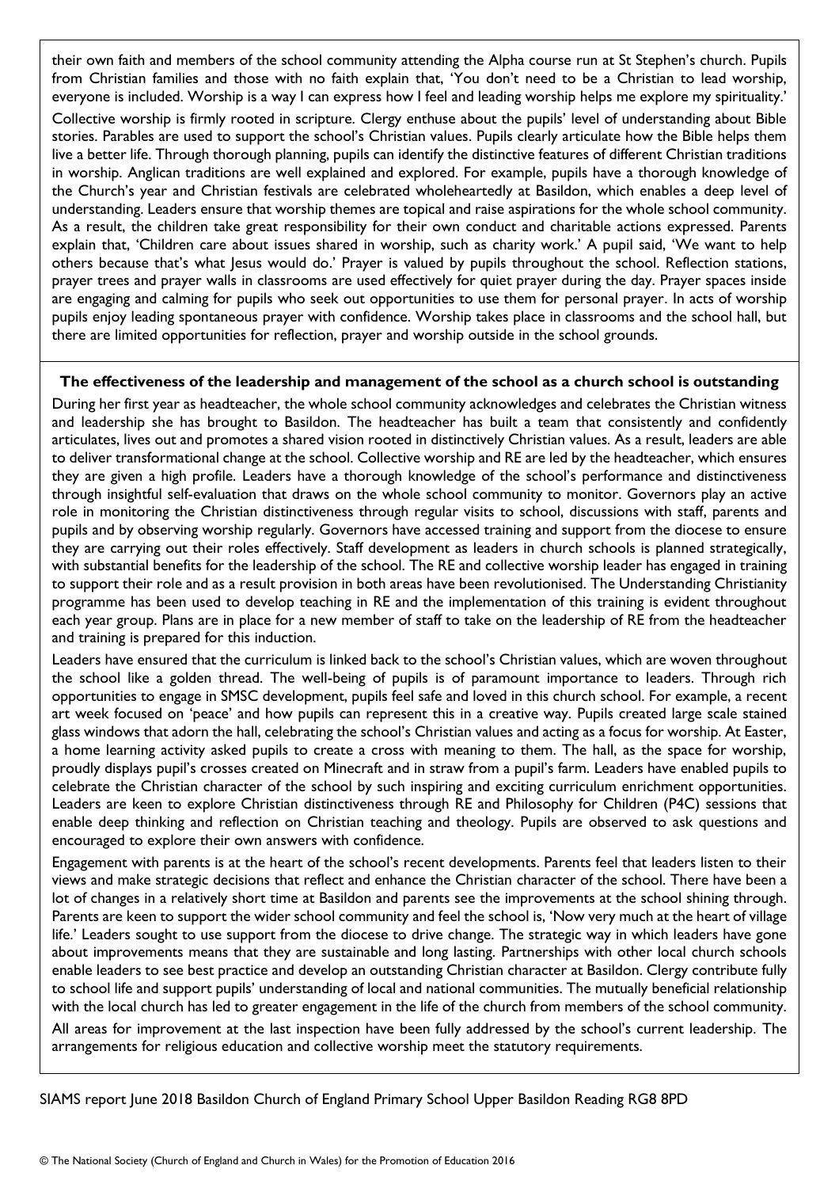their own faith and members of the school community attending the Alpha course run at St Stephen's church. Pupils from Christian families and those with no faith explain that, 'You don't need to be a Christian to lead worship, everyone is included. Worship is a way I can express how I feel and leading worship helps me explore my spirituality.'

Collective worship is firmly rooted in scripture. Clergy enthuse about the pupils' level of understanding about Bible stories. Parables are used to support the school's Christian values. Pupils clearly articulate how the Bible helps them live a better life. Through thorough planning, pupils can identify the distinctive features of different Christian traditions in worship. Anglican traditions are well explained and explored. For example, pupils have a thorough knowledge of the Church's year and Christian festivals are celebrated wholeheartedly at Basildon, which enables a deep level of understanding. Leaders ensure that worship themes are topical and raise aspirations for the whole school community. As a result, the children take great responsibility for their own conduct and charitable actions expressed. Parents explain that, 'Children care about issues shared in worship, such as charity work.' A pupil said, 'We want to help others because that's what Jesus would do.' Prayer is valued by pupils throughout the school. Reflection stations, prayer trees and prayer walls in classrooms are used effectively for quiet prayer during the day. Prayer spaces inside are engaging and calming for pupils who seek out opportunities to use them for personal prayer. In acts of worship pupils enjoy leading spontaneous prayer with confidence. Worship takes place in classrooms and the school hall, but there are limited opportunities for reflection, prayer and worship outside in the school grounds.

**The effectiveness of the leadership and management of the school as a church school is outstanding**

During her first year as headteacher, the whole school community acknowledges and celebrates the Christian witness and leadership she has brought to Basildon. The headteacher has built a team that consistently and confidently articulates, lives out and promotes a shared vision rooted in distinctively Christian values. As a result, leaders are able to deliver transformational change at the school. Collective worship and RE are led by the headteacher, which ensures they are given a high profile. Leaders have a thorough knowledge of the school's performance and distinctiveness through insightful self-evaluation that draws on the whole school community to monitor. Governors play an active role in monitoring the Christian distinctiveness through regular visits to school, discussions with staff, parents and pupils and by observing worship regularly. Governors have accessed training and support from the diocese to ensure they are carrying out their roles effectively. Staff development as leaders in church schools is planned strategically, with substantial benefits for the leadership of the school. The RE and collective worship leader has engaged in training to support their role and as a result provision in both areas have been revolutionised. The Understanding Christianity programme has been used to develop teaching in RE and the implementation of this training is evident throughout each year group. Plans are in place for a new member of staff to take on the leadership of RE from the headteacher and training is prepared for this induction.

Leaders have ensured that the curriculum is linked back to the school's Christian values, which are woven throughout the school like a golden thread. The well-being of pupils is of paramount importance to leaders. Through rich opportunities to engage in SMSC development, pupils feel safe and loved in this church school. For example, a recent art week focused on 'peace' and how pupils can represent this in a creative way. Pupils created large scale stained glass windows that adorn the hall, celebrating the school's Christian values and acting as a focus for worship. At Easter, a home learning activity asked pupils to create a cross with meaning to them. The hall, as the space for worship, proudly displays pupil's crosses created on Minecraft and in straw from a pupil's farm. Leaders have enabled pupils to celebrate the Christian character of the school by such inspiring and exciting curriculum enrichment opportunities. Leaders are keen to explore Christian distinctiveness through RE and Philosophy for Children (P4C) sessions that enable deep thinking and reflection on Christian teaching and theology. Pupils are observed to ask questions and encouraged to explore their own answers with confidence.

Engagement with parents is at the heart of the school's recent developments. Parents feel that leaders listen to their views and make strategic decisions that reflect and enhance the Christian character of the school. There have been a lot of changes in a relatively short time at Basildon and parents see the improvements at the school shining through. Parents are keen to support the wider school community and feel the school is, 'Now very much at the heart of village life.' Leaders sought to use support from the diocese to drive change. The strategic way in which leaders have gone about improvements means that they are sustainable and long lasting. Partnerships with other local church schools enable leaders to see best practice and develop an outstanding Christian character at Basildon. Clergy contribute fully to school life and support pupils' understanding of local and national communities. The mutually beneficial relationship with the local church has led to greater engagement in the life of the church from members of the school community.

All areas for improvement at the last inspection have been fully addressed by the school's current leadership. The arrangements for religious education and collective worship meet the statutory requirements.

SIAMS report June 2018 Basildon Church of England Primary School Upper Basildon Reading RG8 8PD

© The National Society (Church of England and Church in Wales) for the Promotion of Education 2016